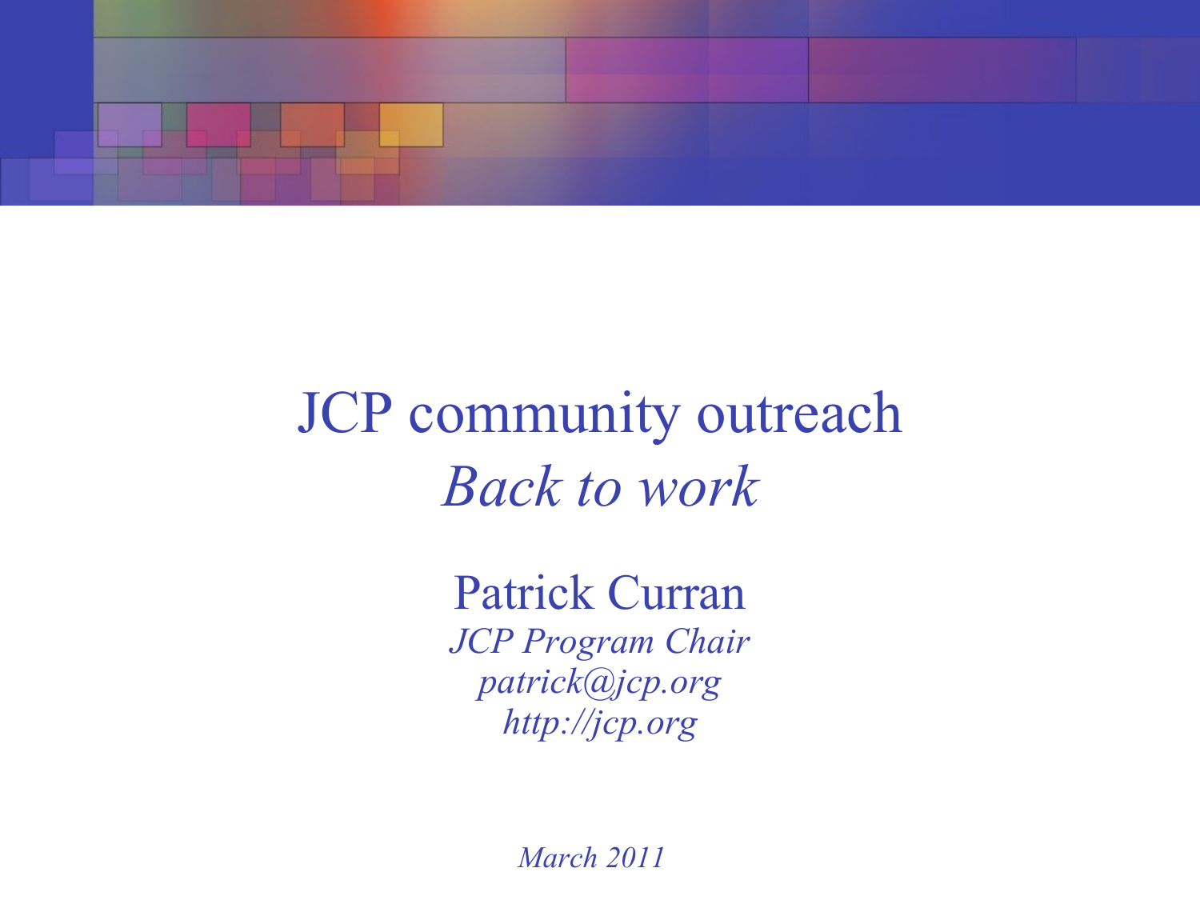# JCP community outreach
## *Back to work*

Patrick Curran

*JCP Program Chair*

*patrick@jcp.org*

*http://jcp.org*

*March 2011*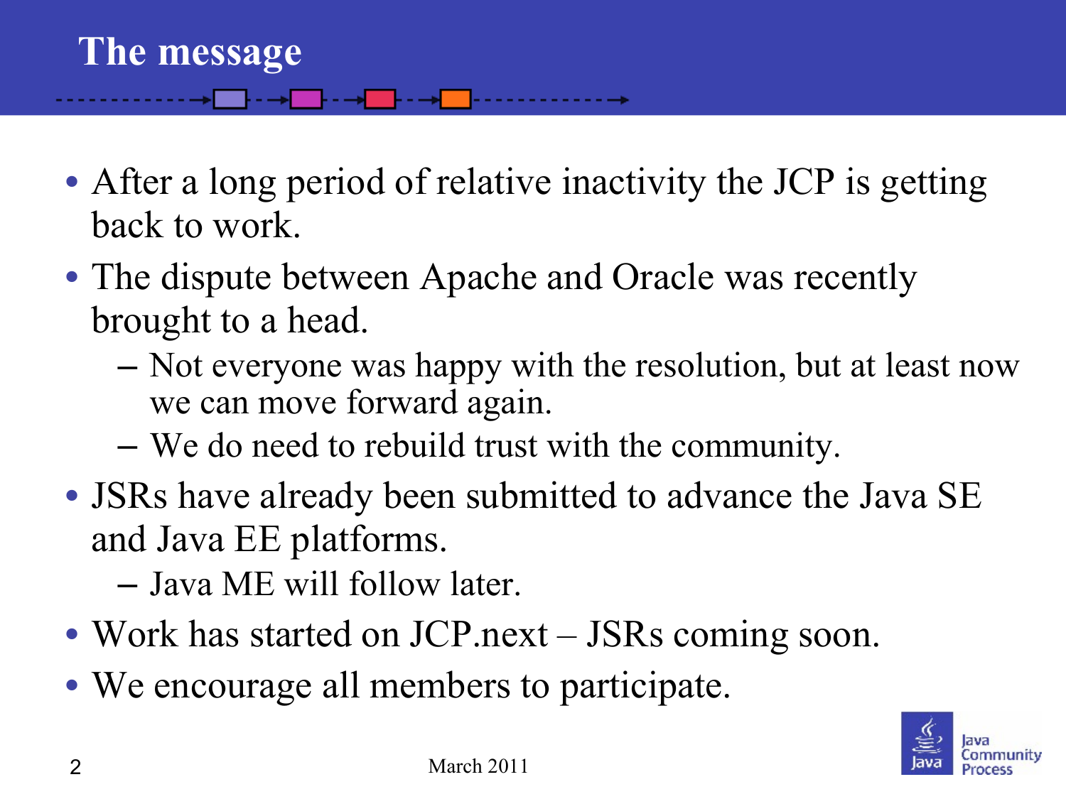# The message

- After a long period of relative inactivity the JCP is getting back to work.
- The dispute between Apache and Oracle was recently brought to a head.
  - Not everyone was happy with the resolution, but at least now we can move forward again.
  - We do need to rebuild trust with the community.
- JSRs have already been submitted to advance the Java SE and Java EE platforms.
  - Java ME will follow later.
- Work has started on JCP.next – JSRs coming soon.
- We encourage all members to participate.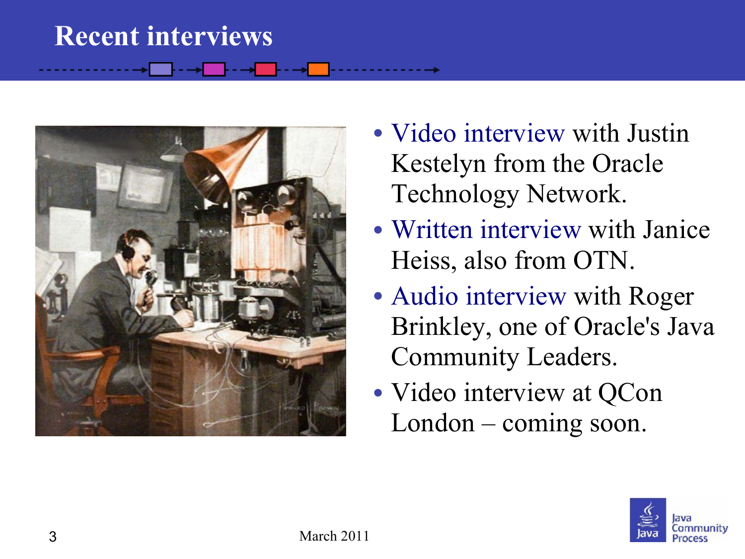# Recent interviews

- Video interview with Justin Kestelyn from the Oracle Technology Network.
- Written interview with Janice Heiss, also from OTN.
- Audio interview with Roger Brinkley, one of Oracle's Java Community Leaders.
- Video interview at QCon London – coming soon.

March 2011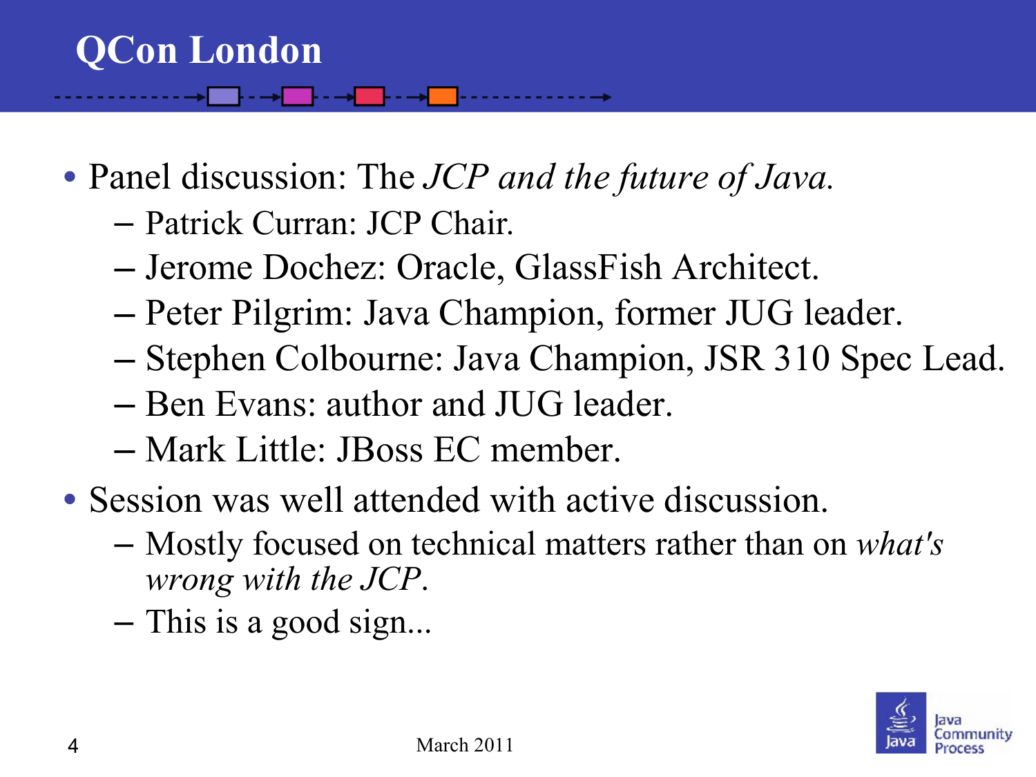# QCon London

- Panel discussion: The *JCP and the future of Java.*
  - Patrick Curran: JCP Chair.
  - Jerome Dochez: Oracle, GlassFish Architect.
  - Peter Pilgrim: Java Champion, former JUG leader.
  - Stephen Colbourne: Java Champion, JSR 310 Spec Lead.
  - Ben Evans: author and JUG leader.
  - Mark Little: JBoss EC member.
- Session was well attended with active discussion.
  - Mostly focused on technical matters rather than on *what's wrong with the JCP*.
  - This is a good sign...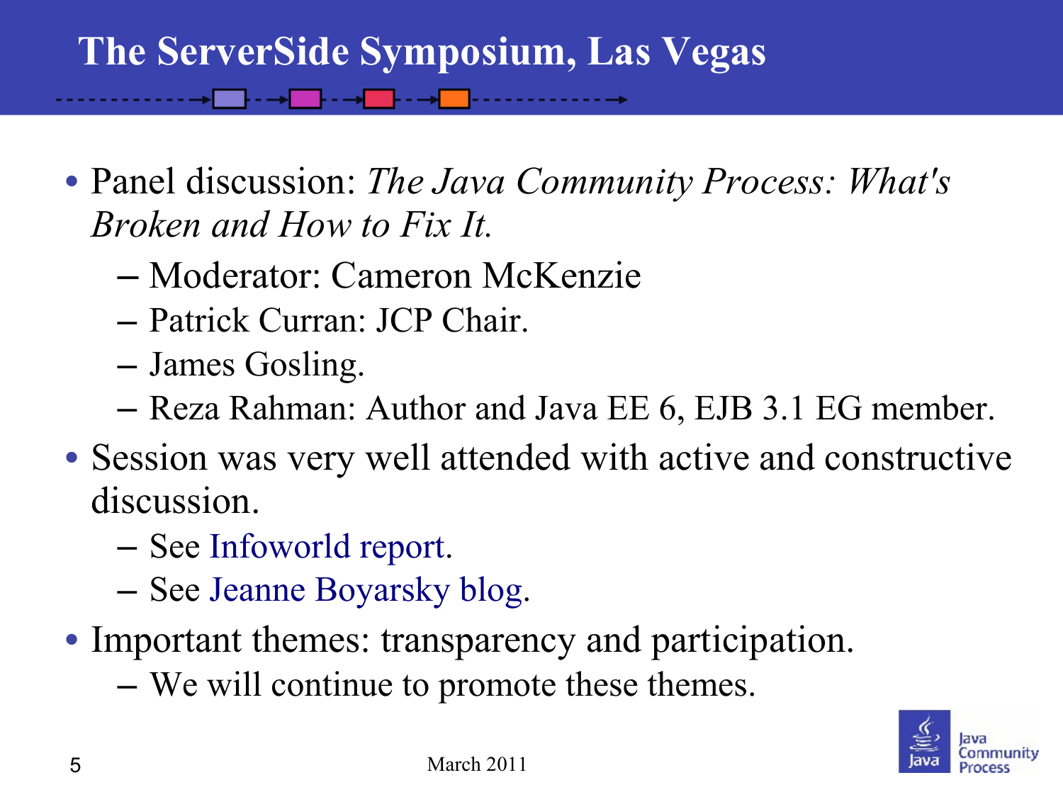# The ServerSide Symposium, Las Vegas

- Panel discussion: *The Java Community Process: What's Broken and How to Fix It.*
  - Moderator: Cameron McKenzie
  - Patrick Curran: JCP Chair.
  - James Gosling.
  - Reza Rahman: Author and Java EE 6, EJB 3.1 EG member.
- Session was very well attended with active and constructive discussion.
  - See Infoworld report.
  - See Jeanne Boyarsky blog.
- Important themes: transparency and participation.
  - We will continue to promote these themes.

March 2011